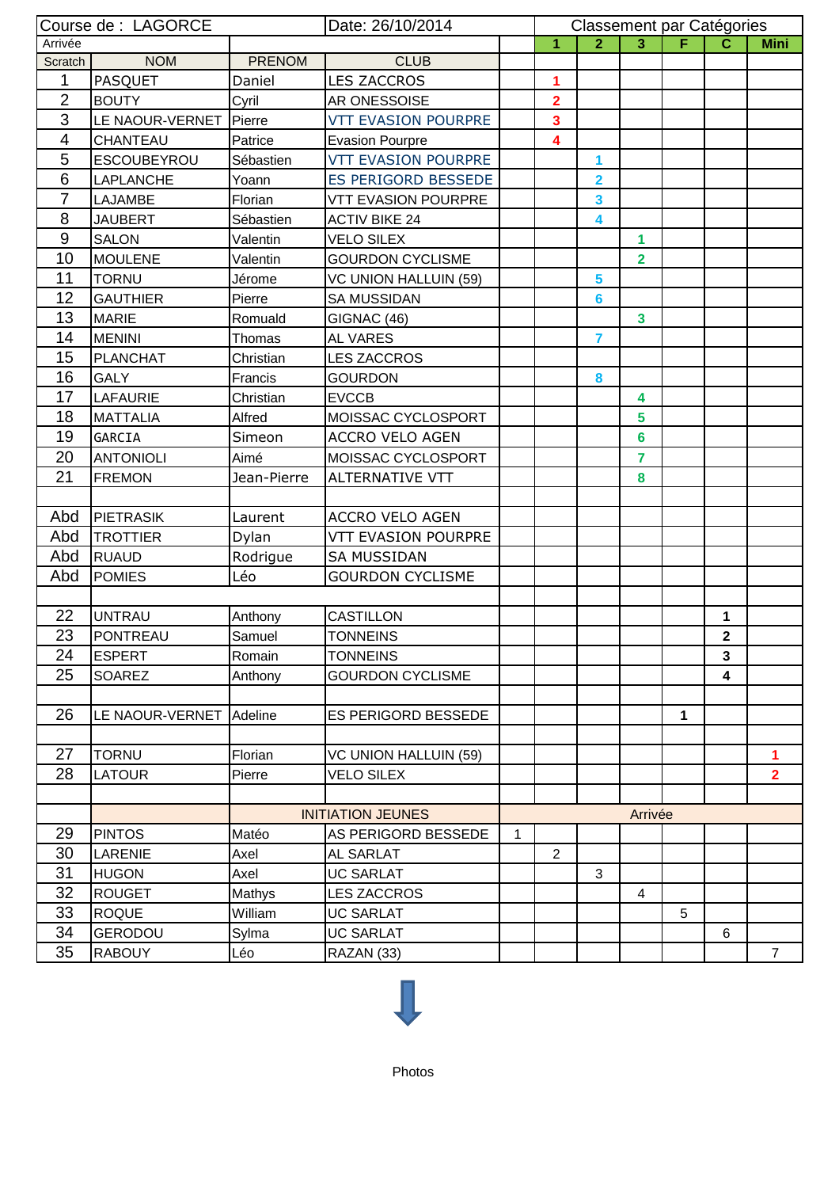| Course de : LAGORCE | | | Date: 26/10/2014 | | Classement par Catégories | | | | | |
|---|---|---|---|---|---|---|---|---|---|---|
| Arrivée | | | | | 1 | 2 | 3 | F | C | Mini |
| Scratch | NOM | PRENOM | CLUB | | | | | | | |
| 1 | PASQUET | Daniel | LES ZACCROS | | 1 | | | | | |
| 2 | BOUTY | Cyril | AR ONESSOISE | | 2 | | | | | |
| 3 | LE NAOUR-VERNET | Pierre | VTT EVASION POURPRE | | 3 | | | | | |
| 4 | CHANTEAU | Patrice | Evasion Pourpre | | 4 | | | | | |
| 5 | ESCOUBEYROU | Sébastien | VTT EVASION POURPRE | | | 1 | | | | |
| 6 | LAPLANCHE | Yoann | ES PERIGORD BESSEDE | | | 2 | | | | |
| 7 | LAJAMBE | Florian | VTT EVASION POURPRE | | | 3 | | | | |
| 8 | JAUBERT | Sébastien | ACTIV BIKE 24 | | | 4 | | | | |
| 9 | SALON | Valentin | VELO SILEX | | | | 1 | | | |
| 10 | MOULENE | Valentin | GOURDON CYCLISME | | | | 2 | | | |
| 11 | TORNU | Jérome | VC UNION HALLUIN (59) | | | 5 | | | | |
| 12 | GAUTHIER | Pierre | SA MUSSIDAN | | | 6 | | | | |
| 13 | MARIE | Romuald | GIGNAC (46) | | | | 3 | | | |
| 14 | MENINI | Thomas | AL VARES | | | 7 | | | | |
| 15 | PLANCHAT | Christian | LES ZACCROS | | | | | | | |
| 16 | GALY | Francis | GOURDON | | | 8 | | | | |
| 17 | LAFAURIE | Christian | EVCCB | | | | 4 | | | |
| 18 | MATTALIA | Alfred | MOISSAC CYCLOSPORT | | | | 5 | | | |
| 19 | GARCIA | Simeon | ACCRO VELO AGEN | | | | 6 | | | |
| 20 | ANTONIOLI | Aimé | MOISSAC CYCLOSPORT | | | | 7 | | | |
| 21 | FREMON | Jean-Pierre | ALTERNATIVE VTT | | | | 8 | | | |
| | | | | | | | | | | |
| Abd | PIETRASIK | Laurent | ACCRO VELO AGEN | | | | | | | |
| Abd | TROTTIER | Dylan | VTT EVASION POURPRE | | | | | | | |
| Abd | RUAUD | Rodrigue | SA MUSSIDAN | | | | | | | |
| Abd | POMIES | Léo | GOURDON CYCLISME | | | | | | | |
| | | | | | | | | | | |
| 22 | UNTRAU | Anthony | CASTILLON | | | | | | 1 | |
| 23 | PONTREAU | Samuel | TONNEINS | | | | | | 2 | |
| 24 | ESPERT | Romain | TONNEINS | | | | | | 3 | |
| 25 | SOAREZ | Anthony | GOURDON CYCLISME | | | | | | 4 | |
| | | | | | | | | | | |
| 26 | LE NAOUR-VERNET | Adeline | ES PERIGORD BESSEDE | | | | | 1 | | |
| | | | | | | | | | | |
| 27 | TORNU | Florian | VC UNION HALLUIN (59) | | | | | | | 1 |
| 28 | LATOUR | Pierre | VELO SILEX | | | | | | | 2 |
| | | | | | | | | | | |
| | | INITIATION JEUNES | | Arrivée | | | | | | |
| 29 | PINTOS | Matéo | AS PERIGORD BESSEDE | 1 | | | | | | |
| 30 | LARENIE | Axel | AL SARLAT | | 2 | | | | | |
| 31 | HUGON | Axel | UC SARLAT | | | 3 | | | | |
| 32 | ROUGET | Mathys | LES ZACCROS | | | | 4 | | | |
| 33 | ROQUE | William | UC SARLAT | | | | | 5 | | |
| 34 | GERODOU | Sylma | UC SARLAT | | | | | | 6 | |
| 35 | RABOUY | Léo | RAZAN (33) | | | | | | | 7 |

Photos